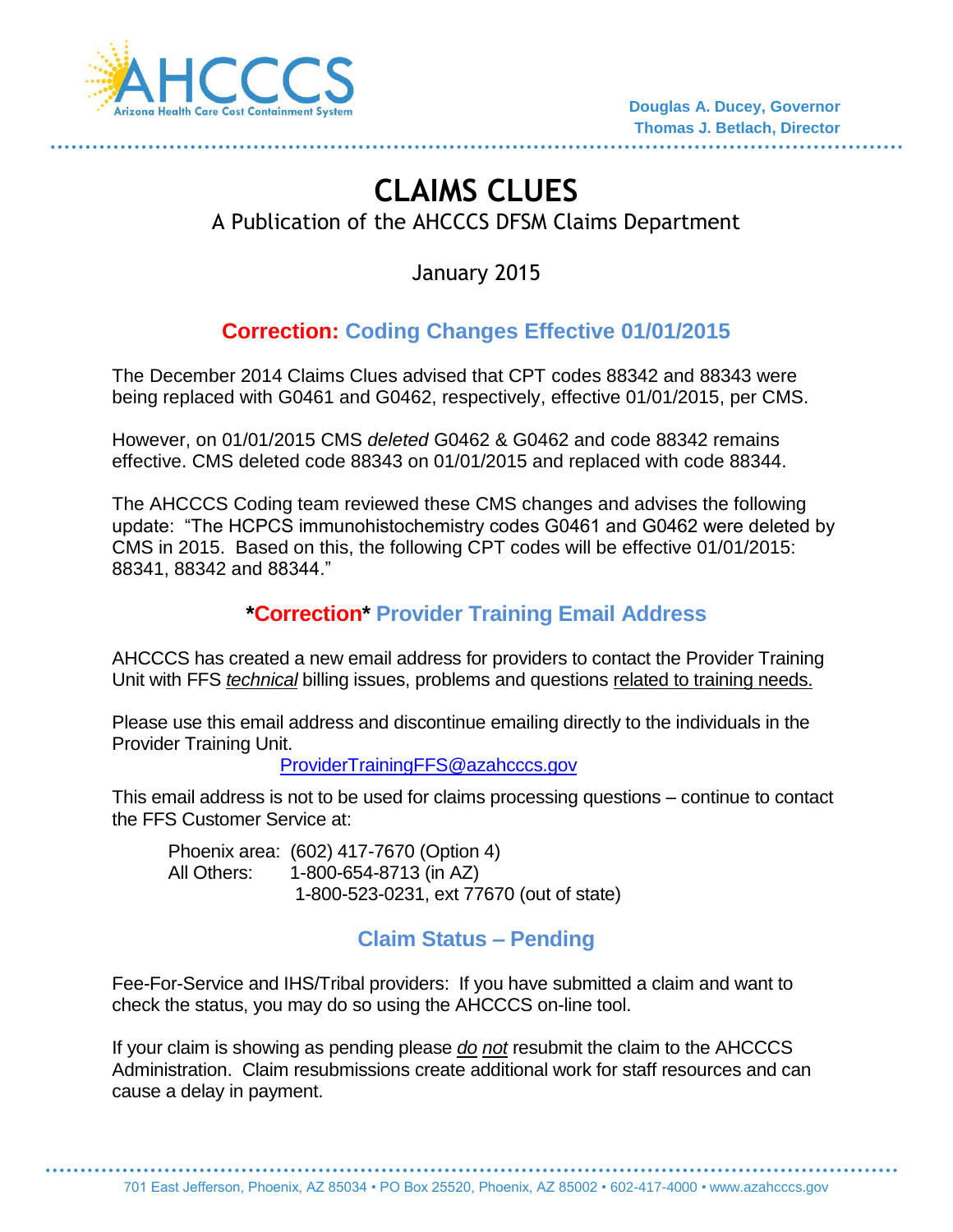AHCCCS
Arizona Health Care Cost Containment System

**Douglas A. Ducey, Governor**
**Thomas J. Betlach, Director**

# CLAIMS CLUES

A Publication of the AHCCCS DFSM Claims Department

January 2015

## Correction: Coding Changes Effective 01/01/2015

The December 2014 Claims Clues advised that CPT codes 88342 and 88343 were being replaced with G0461 and G0462, respectively, effective 01/01/2015, per CMS.

However, on 01/01/2015 CMS *deleted* G0462 & G0462 and code 88342 remains effective. CMS deleted code 88343 on 01/01/2015 and replaced with code 88344.

The AHCCCS Coding team reviewed these CMS changes and advises the following update: "The HCPCS immunohistochemistry codes G0461 and G0462 were deleted by CMS in 2015. Based on this, the following CPT codes will be effective 01/01/2015: 88341, 88342 and 88344."

## *Correction* Provider Training Email Address

AHCCCS has created a new email address for providers to contact the Provider Training Unit with FFS *technical* billing issues, problems and questions related to training needs.

Please use this email address and discontinue emailing directly to the individuals in the Provider Training Unit.

ProviderTrainingFFS@azahcccs.gov

This email address is not to be used for claims processing questions – continue to contact the FFS Customer Service at:

Phoenix area: (602) 417-7670 (Option 4)
All Others: 1-800-654-8713 (in AZ)
1-800-523-0231, ext 77670 (out of state)

## Claim Status – Pending

Fee-For-Service and IHS/Tribal providers: If you have submitted a claim and want to check the status, you may do so using the AHCCCS on-line tool.

If your claim is showing as pending please *do not* resubmit the claim to the AHCCCS Administration. Claim resubmissions create additional work for staff resources and can cause a delay in payment.

701 East Jefferson, Phoenix, AZ 85034 • PO Box 25520, Phoenix, AZ 85002 • 602-417-4000 • www.azahcccs.gov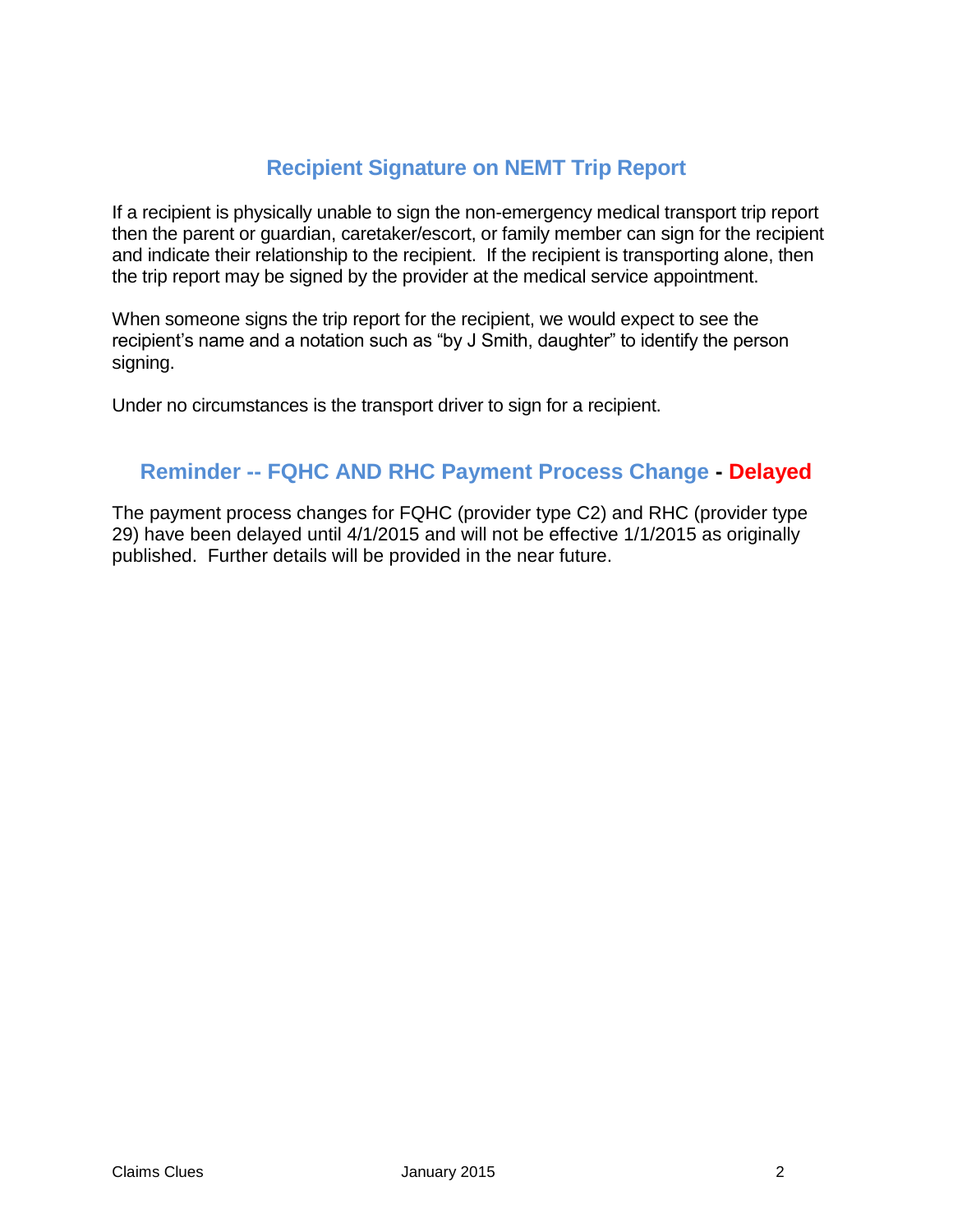## Recipient Signature on NEMT Trip Report

If a recipient is physically unable to sign the non-emergency medical transport trip report then the parent or guardian, caretaker/escort, or family member can sign for the recipient and indicate their relationship to the recipient. If the recipient is transporting alone, then the trip report may be signed by the provider at the medical service appointment.

When someone signs the trip report for the recipient, we would expect to see the recipient's name and a notation such as "by J Smith, daughter" to identify the person signing.

Under no circumstances is the transport driver to sign for a recipient.

## Reminder -- FQHC AND RHC Payment Process Change - Delayed

The payment process changes for FQHC (provider type C2) and RHC (provider type 29) have been delayed until 4/1/2015 and will not be effective 1/1/2015 as originally published. Further details will be provided in the near future.